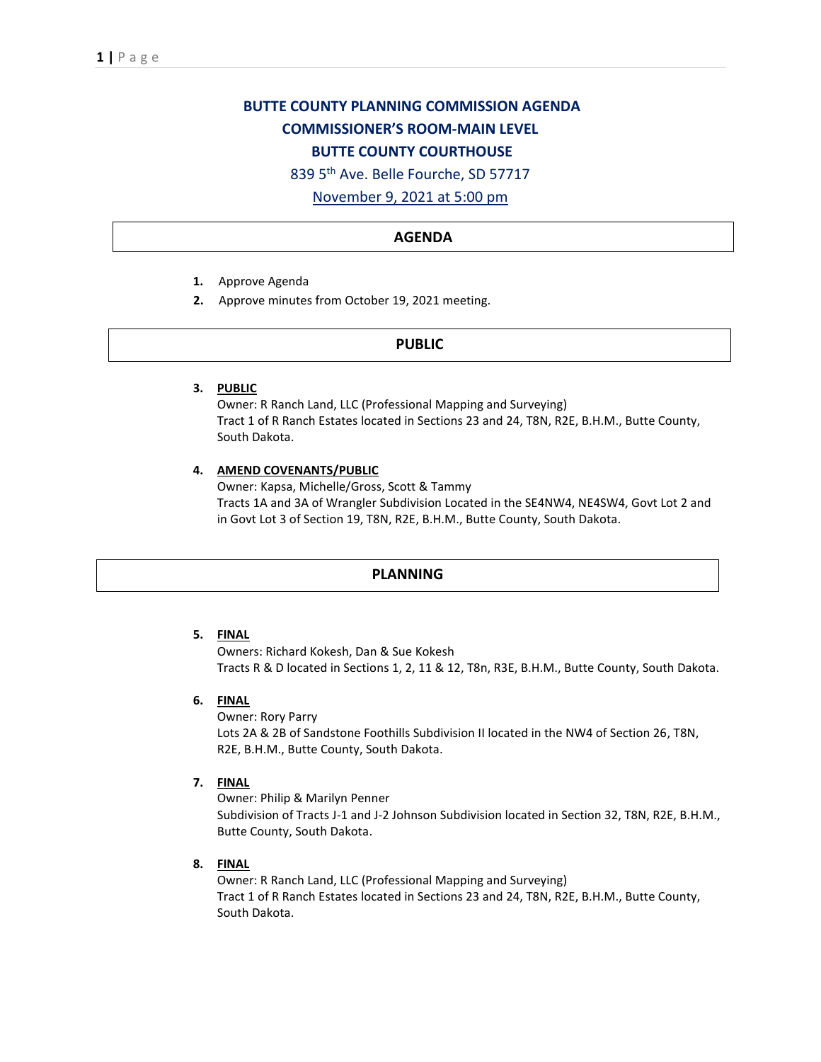# BUTTE COUNTY PLANNING COMMISSION AGENDA

## COMMISSIONER'S ROOM-MAIN LEVEL

## BUTTE COUNTY COURTHOUSE

839 5th Ave. Belle Fourche, SD 57717

November 9, 2021 at 5:00 pm

## AGENDA

1. Approve Agenda
2. Approve minutes from October 19, 2021 meeting.

## PUBLIC

3. **PUBLIC**
   Owner: R Ranch Land, LLC (Professional Mapping and Surveying)
   Tract 1 of R Ranch Estates located in Sections 23 and 24, T8N, R2E, B.H.M., Butte County, South Dakota.

4. **AMEND COVENANTS/PUBLIC**
   Owner: Kapsa, Michelle/Gross, Scott & Tammy
   Tracts 1A and 3A of Wrangler Subdivision Located in the SE4NW4, NE4SW4, Govt Lot 2 and in Govt Lot 3 of Section 19, T8N, R2E, B.H.M., Butte County, South Dakota.

## PLANNING

5. **FINAL**
   Owners: Richard Kokesh, Dan & Sue Kokesh
   Tracts R & D located in Sections 1, 2, 11 & 12, T8n, R3E, B.H.M., Butte County, South Dakota.

6. **FINAL**
   Owner: Rory Parry
   Lots 2A & 2B of Sandstone Foothills Subdivision II located in the NW4 of Section 26, T8N, R2E, B.H.M., Butte County, South Dakota.

7. **FINAL**
   Owner: Philip & Marilyn Penner
   Subdivision of Tracts J-1 and J-2 Johnson Subdivision located in Section 32, T8N, R2E, B.H.M., Butte County, South Dakota.

8. **FINAL**
   Owner: R Ranch Land, LLC (Professional Mapping and Surveying)
   Tract 1 of R Ranch Estates located in Sections 23 and 24, T8N, R2E, B.H.M., Butte County, South Dakota.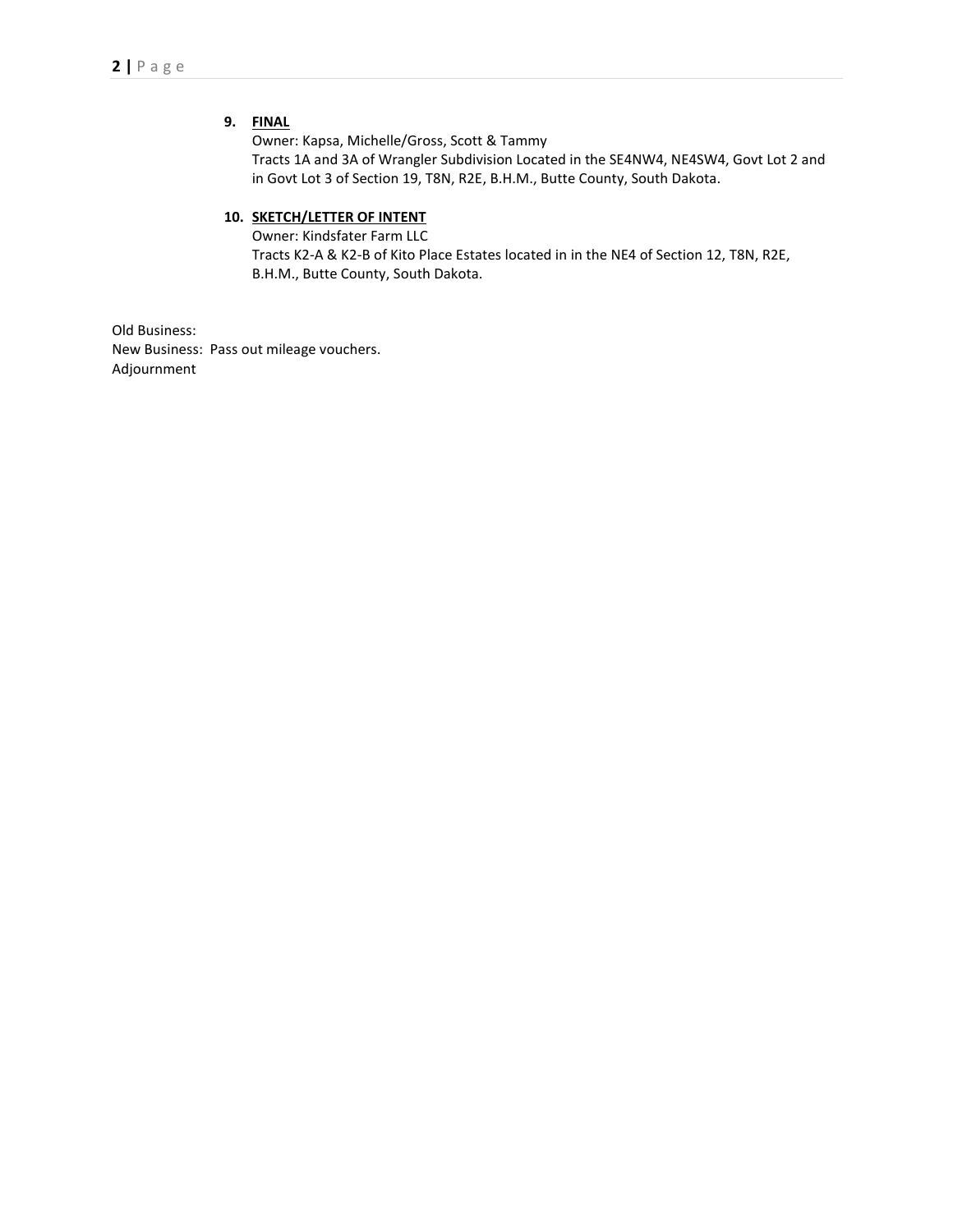9. **FINAL**

   Owner: Kapsa, Michelle/Gross, Scott & Tammy
   Tracts 1A and 3A of Wrangler Subdivision Located in the SE4NW4, NE4SW4, Govt Lot 2 and in Govt Lot 3 of Section 19, T8N, R2E, B.H.M., Butte County, South Dakota.

10. **SKETCH/LETTER OF INTENT**

    Owner: Kindsfater Farm LLC
    Tracts K2-A & K2-B of Kito Place Estates located in in the NE4 of Section 12, T8N, R2E, B.H.M., Butte County, South Dakota.

Old Business:
New Business: Pass out mileage vouchers.
Adjournment